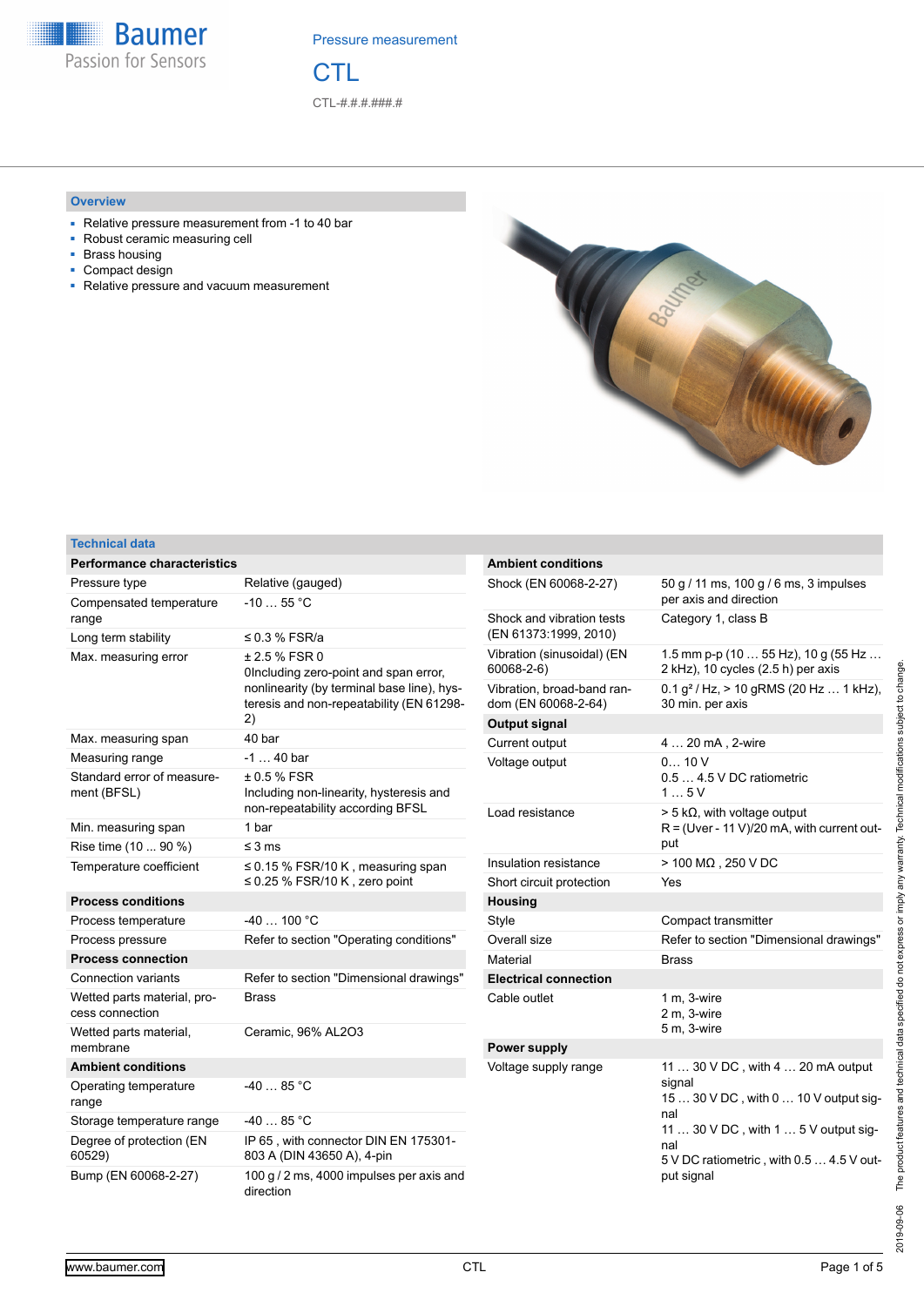Baumer
Passion for Sensors

Pressure measurement

# CTL

CTL-#.#.#.###.#

## Overview

- Relative pressure measurement from -1 to 40 bar
- Robust ceramic measuring cell
- Brass housing
- Compact design
- Relative pressure and vacuum measurement

## Technical data

| **Performance characteristics** | |
|---|---|
| Pressure type | Relative (gauged) |
| Compensated temperature range | -10 … 55 °C |
| Long term stability | ≤ 0.3 % FSR/a |
| Max. measuring error | ± 2.5 % FSR 0<br>0Including zero-point and span error, nonlinearity (by terminal base line), hysteresis and non-repeatability (EN 61298-2) |
| Max. measuring span | 40 bar |
| Measuring range | -1 … 40 bar |
| Standard error of measurement (BFSL) | ± 0.5 % FSR<br>Including non-linearity, hysteresis and non-repeatability according BFSL |
| Min. measuring span | 1 bar |
| Rise time (10 ... 90 %) | ≤ 3 ms |
| Temperature coefficient | ≤ 0.15 % FSR/10 K , measuring span<br>≤ 0.25 % FSR/10 K , zero point |
| **Process conditions** | |
| Process temperature | -40 … 100 °C |
| Process pressure | Refer to section "Operating conditions" |
| **Process connection** | |
| Connection variants | Refer to section "Dimensional drawings" |
| Wetted parts material, process connection | Brass |
| Wetted parts material, membrane | Ceramic, 96% AL2O3 |
| **Ambient conditions** | |
| Operating temperature range | -40 … 85 °C |
| Storage temperature range | -40 … 85 °C |
| Degree of protection (EN 60529) | IP 65 , with connector DIN EN 175301-803 A (DIN 43650 A), 4-pin |
| Bump (EN 60068-2-27) | 100 g / 2 ms, 4000 impulses per axis and direction |

| **Ambient conditions** | |
|---|---|
| Shock (EN 60068-2-27) | 50 g / 11 ms, 100 g / 6 ms, 3 impulses per axis and direction |
| Shock and vibration tests (EN 61373:1999, 2010) | Category 1, class B |
| Vibration (sinusoidal) (EN 60068-2-6) | 1.5 mm p-p (10 … 55 Hz), 10 g (55 Hz … 2 kHz), 10 cycles (2.5 h) per axis |
| Vibration, broad-band random (EN 60068-2-64) | 0.1 g² / Hz, > 10 gRMS (20 Hz … 1 kHz), 30 min. per axis |
| **Output signal** | |
| Current output | 4 … 20 mA , 2-wire |
| Voltage output | 0… 10 V<br>0.5 … 4.5 V DC ratiometric<br>1 … 5 V |
| Load resistance | > 5 kΩ, with voltage output<br>R = (Uver - 11 V)/20 mA, with current output |
| Insulation resistance | > 100 MΩ , 250 V DC |
| Short circuit protection | Yes |
| **Housing** | |
| Style | Compact transmitter |
| Overall size | Refer to section "Dimensional drawings" |
| Material | Brass |
| **Electrical connection** | |
| Cable outlet | 1 m, 3-wire<br>2 m, 3-wire<br>5 m, 3-wire |
| **Power supply** | |
| Voltage supply range | 11 … 30 V DC , with 4 … 20 mA output signal<br>15 … 30 V DC , with 0 … 10 V output signal<br>11 … 30 V DC , with 1 … 5 V output signal<br>5 V DC ratiometric , with 0.5 … 4.5 V output signal |

2019-09-06 The product features and technical data specified do not express or imply any warranty. Technical modifications subject to change.

www.baumer.com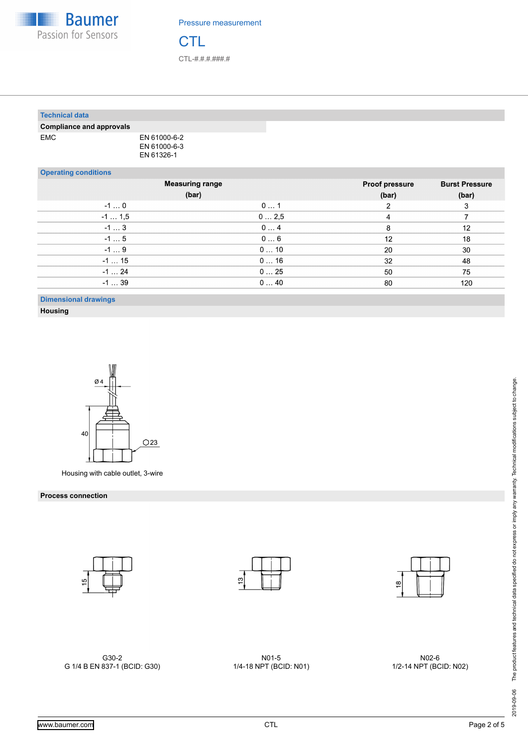## Technical data

### Compliance and approvals

| | |
|---|---|
| EMC | EN 61000-6-2<br>EN 61000-6-3<br>EN 61326-1 |

## Operating conditions

| Measuring range (bar) | | Proof pressure (bar) | Burst Pressure (bar) |
|---|---|---|---|
| -1 … 0 | 0 … 1 | 2 | 3 |
| -1 … 1,5 | 0 … 2,5 | 4 | 7 |
| -1 … 3 | 0 … 4 | 8 | 12 |
| -1 … 5 | 0 … 6 | 12 | 18 |
| -1 … 9 | 0 … 10 | 20 | 30 |
| -1 … 15 | 0 … 16 | 32 | 48 |
| -1 … 24 | 0 … 25 | 50 | 75 |
| -1 … 39 | 0 … 40 | 80 | 120 |

## Dimensional drawings

### Housing

Ø 4

40

⬡23

Housing with cable outlet, 3-wire

### Process connection

15

G30-2
G 1/4 B EN 837-1 (BCID: G30)

13

N01-5
1/4-18 NPT (BCID: N01)

18

N02-6
1/2-14 NPT (BCID: N02)

2019-09-06 The product features and technical data specified do not express or imply any warranty. Technical modifications subject to change.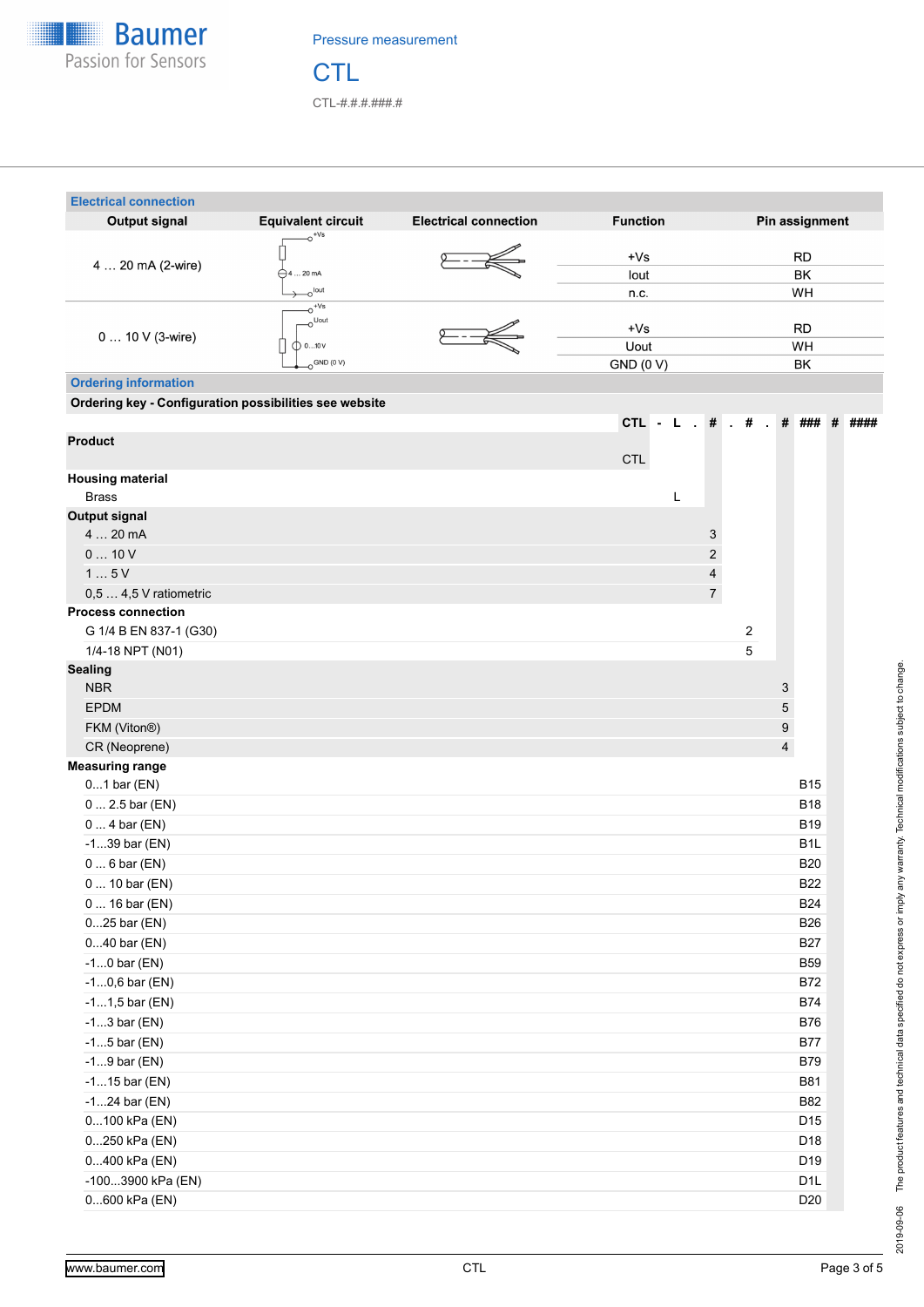## Electrical connection

| Output signal | Equivalent circuit | Electrical connection | Function | Pin assignment |
|---|---|---|---|---|
| 4 … 20 mA (2-wire) | | | +Vs | RD |
| | | | Iout | BK |
| | | | n.c. | WH |
| 0 … 10 V (3-wire) | | | +Vs | RD |
| | | | Uout | WH |
| | | | GND (0 V) | BK |

## Ordering information

**Ordering key - Configuration possibilities see website**

CTL - L . # . # . # ### # ####

| | Code |
|---|---|
| **Product** | CTL |
| **Housing material** | |
| Brass | L |
| **Output signal** | |
| 4 … 20 mA | 3 |
| 0 … 10 V | 2 |
| 1 … 5 V | 4 |
| 0,5 … 4,5 V ratiometric | 7 |
| **Process connection** | |
| G 1/4 B EN 837-1 (G30) | 2 |
| 1/4-18 NPT (N01) | 5 |
| **Sealing** | |
| NBR | 3 |
| EPDM | 5 |
| FKM (Viton®) | 9 |
| CR (Neoprene) | 4 |
| **Measuring range** | |
| 0...1 bar (EN) | B15 |
| 0 ... 2.5 bar (EN) | B18 |
| 0 ... 4 bar (EN) | B19 |
| -1...39 bar (EN) | B1L |
| 0 ... 6 bar (EN) | B20 |
| 0 ... 10 bar (EN) | B22 |
| 0 ... 16 bar (EN) | B24 |
| 0...25 bar (EN) | B26 |
| 0...40 bar (EN) | B27 |
| -1...0 bar (EN) | B59 |
| -1...0,6 bar (EN) | B72 |
| -1...1,5 bar (EN) | B74 |
| -1...3 bar (EN) | B76 |
| -1...5 bar (EN) | B77 |
| -1...9 bar (EN) | B79 |
| -1...15 bar (EN) | B81 |
| -1...24 bar (EN) | B82 |
| 0...100 kPa (EN) | D15 |
| 0...250 kPa (EN) | D18 |
| 0...400 kPa (EN) | D19 |
| -100...3900 kPa (EN) | D1L |
| 0...600 kPa (EN) | D20 |

The product features and technical data specified do not express or imply any warranty. Technical modifications subject to change.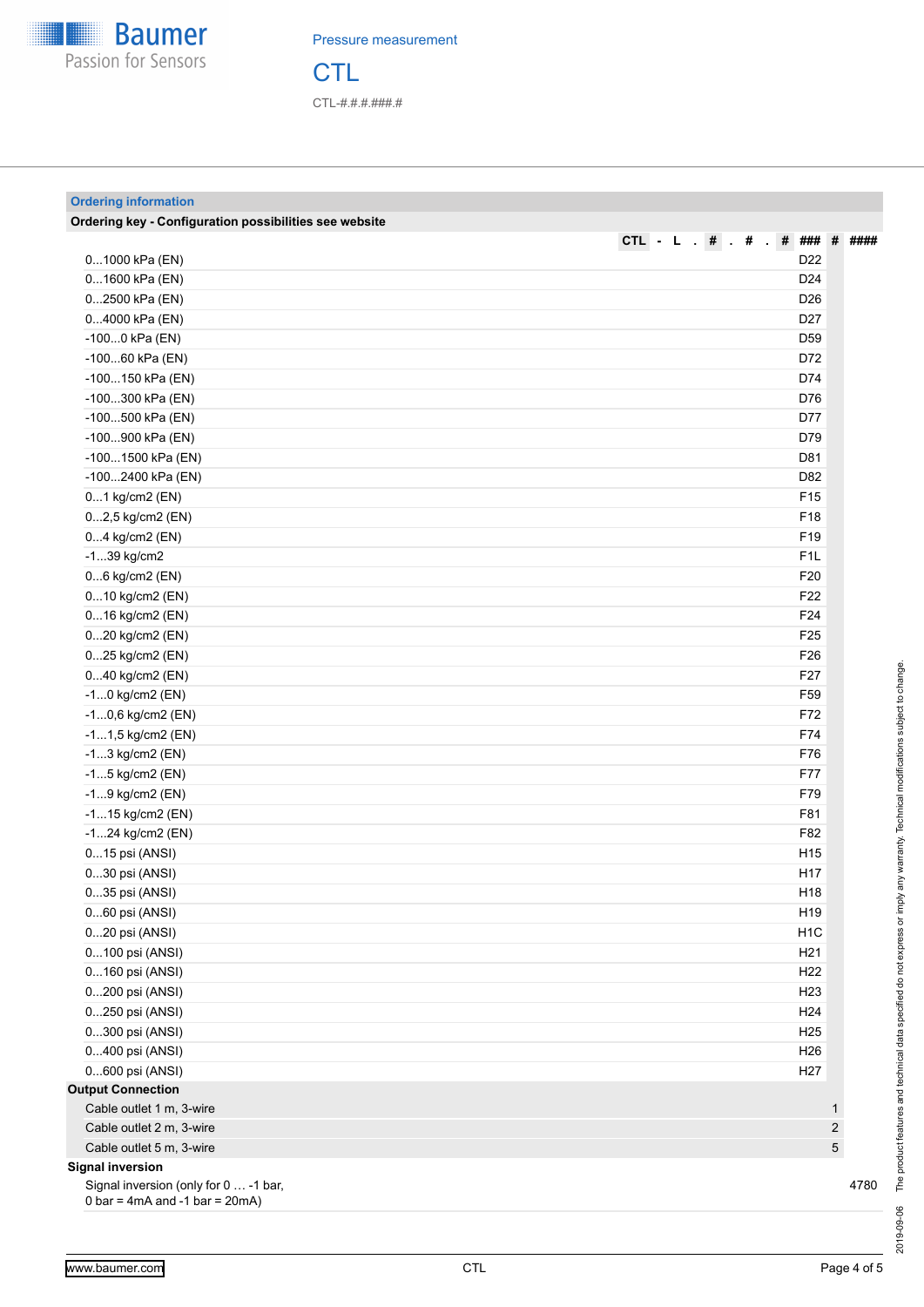Pressure measurement

# CTL

CTL-#.#.#.###.#

## Ordering information

**Ordering key - Configuration possibilities see website**

| | CTL | - | L | . | # | . | # | . | # | ### | # | #### |
|---|---|---|---|---|---|---|---|---|---|---|---|---|
| 0...1000 kPa (EN) | | | | | | | | | | D22 | | |
| 0...1600 kPa (EN) | | | | | | | | | | D24 | | |
| 0...2500 kPa (EN) | | | | | | | | | | D26 | | |
| 0...4000 kPa (EN) | | | | | | | | | | D27 | | |
| -100...0 kPa (EN) | | | | | | | | | | D59 | | |
| -100...60 kPa (EN) | | | | | | | | | | D72 | | |
| -100...150 kPa (EN) | | | | | | | | | | D74 | | |
| -100...300 kPa (EN) | | | | | | | | | | D76 | | |
| -100...500 kPa (EN) | | | | | | | | | | D77 | | |
| -100...900 kPa (EN) | | | | | | | | | | D79 | | |
| -100...1500 kPa (EN) | | | | | | | | | | D81 | | |
| -100...2400 kPa (EN) | | | | | | | | | | D82 | | |
| 0...1 kg/cm2 (EN) | | | | | | | | | | F15 | | |
| 0...2,5 kg/cm2 (EN) | | | | | | | | | | F18 | | |
| 0...4 kg/cm2 (EN) | | | | | | | | | | F19 | | |
| -1...39 kg/cm2 | | | | | | | | | | F1L | | |
| 0...6 kg/cm2 (EN) | | | | | | | | | | F20 | | |
| 0...10 kg/cm2 (EN) | | | | | | | | | | F22 | | |
| 0...16 kg/cm2 (EN) | | | | | | | | | | F24 | | |
| 0...20 kg/cm2 (EN) | | | | | | | | | | F25 | | |
| 0...25 kg/cm2 (EN) | | | | | | | | | | F26 | | |
| 0...40 kg/cm2 (EN) | | | | | | | | | | F27 | | |
| -1...0 kg/cm2 (EN) | | | | | | | | | | F59 | | |
| -1...0,6 kg/cm2 (EN) | | | | | | | | | | F72 | | |
| -1...1,5 kg/cm2 (EN) | | | | | | | | | | F74 | | |
| -1...3 kg/cm2 (EN) | | | | | | | | | | F76 | | |
| -1...5 kg/cm2 (EN) | | | | | | | | | | F77 | | |
| -1...9 kg/cm2 (EN) | | | | | | | | | | F79 | | |
| -1...15 kg/cm2 (EN) | | | | | | | | | | F81 | | |
| -1...24 kg/cm2 (EN) | | | | | | | | | | F82 | | |
| 0...15 psi (ANSI) | | | | | | | | | | H15 | | |
| 0...30 psi (ANSI) | | | | | | | | | | H17 | | |
| 0...35 psi (ANSI) | | | | | | | | | | H18 | | |
| 0...60 psi (ANSI) | | | | | | | | | | H19 | | |
| 0...20 psi (ANSI) | | | | | | | | | | H1C | | |
| 0...100 psi (ANSI) | | | | | | | | | | H21 | | |
| 0...160 psi (ANSI) | | | | | | | | | | H22 | | |
| 0...200 psi (ANSI) | | | | | | | | | | H23 | | |
| 0...250 psi (ANSI) | | | | | | | | | | H24 | | |
| 0...300 psi (ANSI) | | | | | | | | | | H25 | | |
| 0...400 psi (ANSI) | | | | | | | | | | H26 | | |
| 0...600 psi (ANSI) | | | | | | | | | | H27 | | |
| **Output Connection** | | | | | | | | | | | | |
| Cable outlet 1 m, 3-wire | | | | | | | | | | | 1 | |
| Cable outlet 2 m, 3-wire | | | | | | | | | | | 2 | |
| Cable outlet 5 m, 3-wire | | | | | | | | | | | 5 | |
| **Signal inversion** | | | | | | | | | | | | |
| Signal inversion (only for 0 … -1 bar, 0 bar = 4mA and -1 bar = 20mA) | | | | | | | | | | | | 4780 |

2019-09-06 The product features and technical data specified do not express or imply any warranty. Technical modifications subject to change.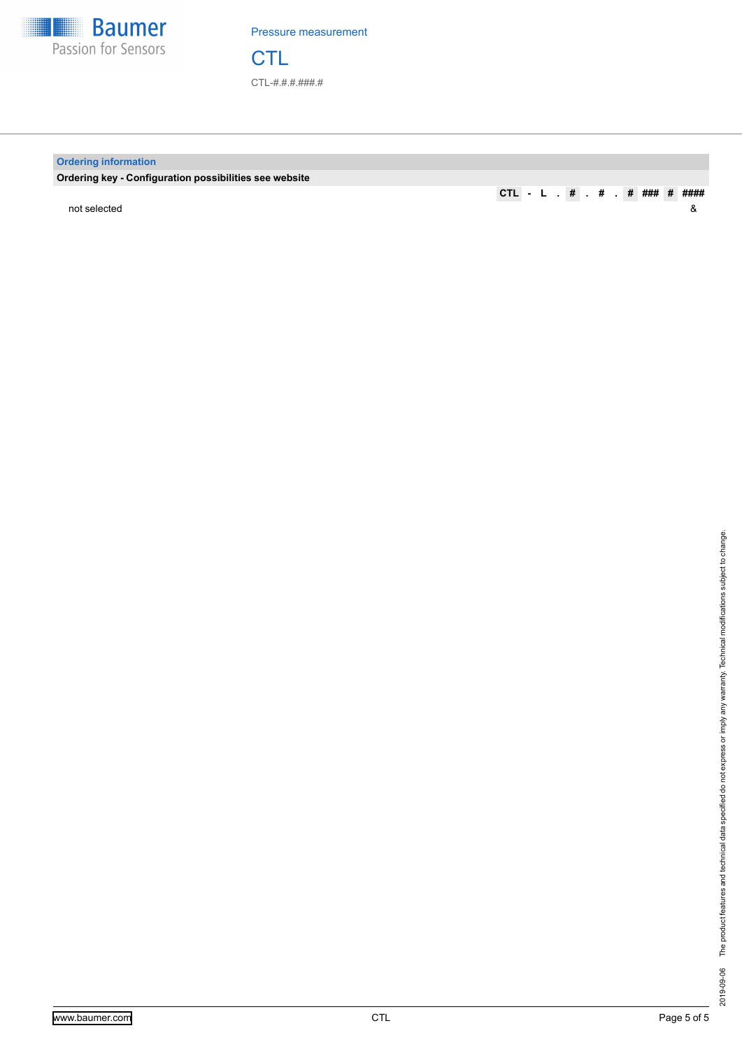## Ordering information

**Ordering key - Configuration possibilities see website**

| | CTL | - | L | . | # | . | # | . | # | ### | # | #### |
|---|---|---|---|---|---|---|---|---|---|---|---|---|
| not selected | | | | | | | | | | | | & |

2019-09-06 The product features and technical data specified do not express or imply any warranty. Technical modifications subject to change.